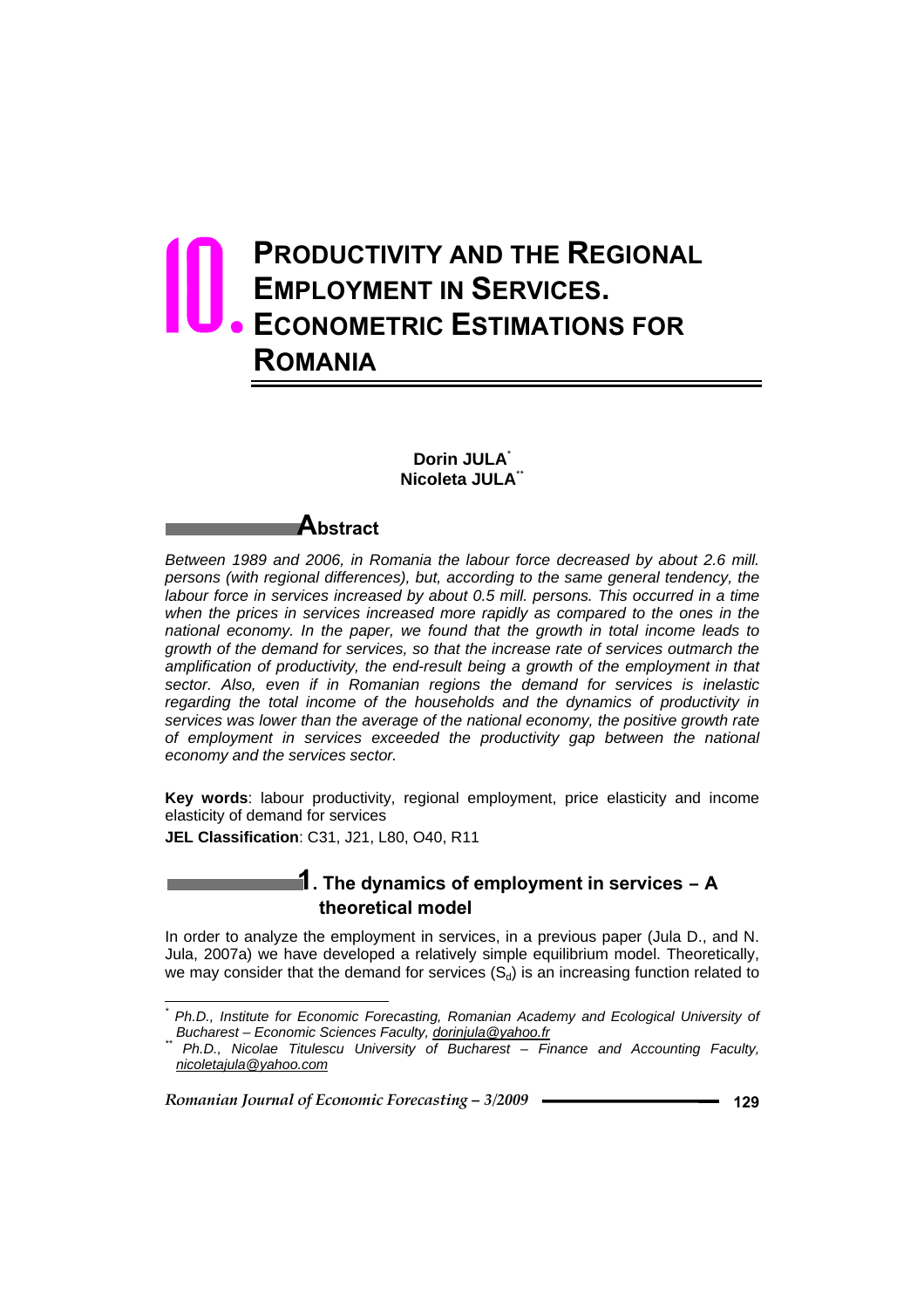# 10. PRODUCTIVITY AND THE REGIONAL EMPLOYMENT IN SERVICES. ECONOMETRIC ESTIMATIONS FOR ROMANIA

**Dorin JULA**[*]
**Nicoleta JULA**[**]

## Abstract

*Between 1989 and 2006, in Romania the labour force decreased by about 2.6 mill. persons (with regional differences), but, according to the same general tendency, the labour force in services increased by about 0.5 mill. persons. This occurred in a time when the prices in services increased more rapidly as compared to the ones in the national economy. In the paper, we found that the growth in total income leads to growth of the demand for services, so that the increase rate of services outmarch the amplification of productivity, the end-result being a growth of the employment in that sector. Also, even if in Romanian regions the demand for services is inelastic regarding the total income of the households and the dynamics of productivity in services was lower than the average of the national economy, the positive growth rate of employment in services exceeded the productivity gap between the national economy and the services sector.*

**Key words**: labour productivity, regional employment, price elasticity and income elasticity of demand for services

**JEL Classification**: C31, J21, L80, O40, R11

## 1. The dynamics of employment in services – A theoretical model

In order to analyze the employment in services, in a previous paper (Jula D., and N. Jula, 2007a) we have developed a relatively simple equilibrium model. Theoretically, we may consider that the demand for services ($S_d$) is an increasing function related to

---

[*] *Ph.D., Institute for Economic Forecasting, Romanian Academy and Ecological University of Bucharest – Economic Sciences Faculty, dorinjula@yahoo.fr*

[**] *Ph.D., Nicolae Titulescu University of Bucharest – Finance and Accounting Faculty, nicoletajula@yahoo.com*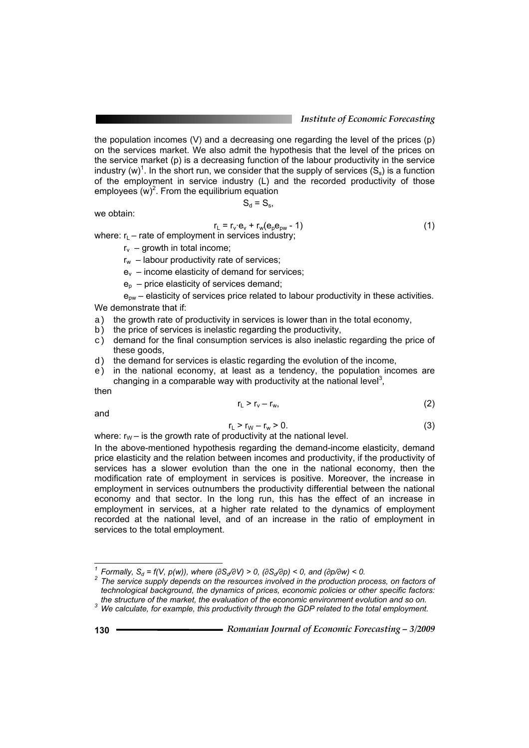the population incomes (V) and a decreasing one regarding the level of the prices (p) on the services market. We also admit the hypothesis that the level of the prices on the service market (p) is a decreasing function of the labour productivity in the service industry (w)[1]. In the short run, we consider that the supply of services ($S_s$) is a function of the employment in service industry (L) and the recorded productivity of those employees (w)[2]. From the equilibrium equation

$$S_d = S_s,$$

we obtain:

$$r_L = r_v \cdot e_v + r_w(e_p e_{pw} - 1) \tag{1}$$

where: $r_L$ – rate of employment in services industry;

- $r_v$ – growth in total income;
- $r_w$ – labour productivity rate of services;
- $e_v$ – income elasticity of demand for services;
- $e_p$ – price elasticity of services demand;
- $e_{pw}$ – elasticity of services price related to labour productivity in these activities.

We demonstrate that if:

a) the growth rate of productivity in services is lower than in the total economy,
b) the price of services is inelastic regarding the productivity,
c) demand for the final consumption services is also inelastic regarding the price of these goods,
d) the demand for services is elastic regarding the evolution of the income,
e) in the national economy, at least as a tendency, the population incomes are changing in a comparable way with productivity at the national level[3],

then

$$r_L > r_v - r_w, \tag{2}$$

and

$$r_L > r_W - r_w > 0. \tag{3}$$

where: $r_W$ – is the growth rate of productivity at the national level.

In the above-mentioned hypothesis regarding the demand-income elasticity, demand price elasticity and the relation between incomes and productivity, if the productivity of services has a slower evolution than the one in the national economy, then the modification rate of employment in services is positive. Moreover, the increase in employment in services outnumbers the productivity differential between the national economy and that sector. In the long run, this has the effect of an increase in employment in services, at a higher rate related to the dynamics of employment recorded at the national level, and of an increase in the ratio of employment in services to the total employment.

---

[1] *Formally, $S_d = f(V, p(w))$, where $(\partial S_d/\partial V) > 0$, $(\partial S_d/\partial p) < 0$, and $(\partial p/\partial w) < 0$.*

[2] *The service supply depends on the resources involved in the production process, on factors of technological background, the dynamics of prices, economic policies or other specific factors: the structure of the market, the evaluation of the economic environment evolution and so on.*

[3] *We calculate, for example, this productivity through the GDP related to the total employment.*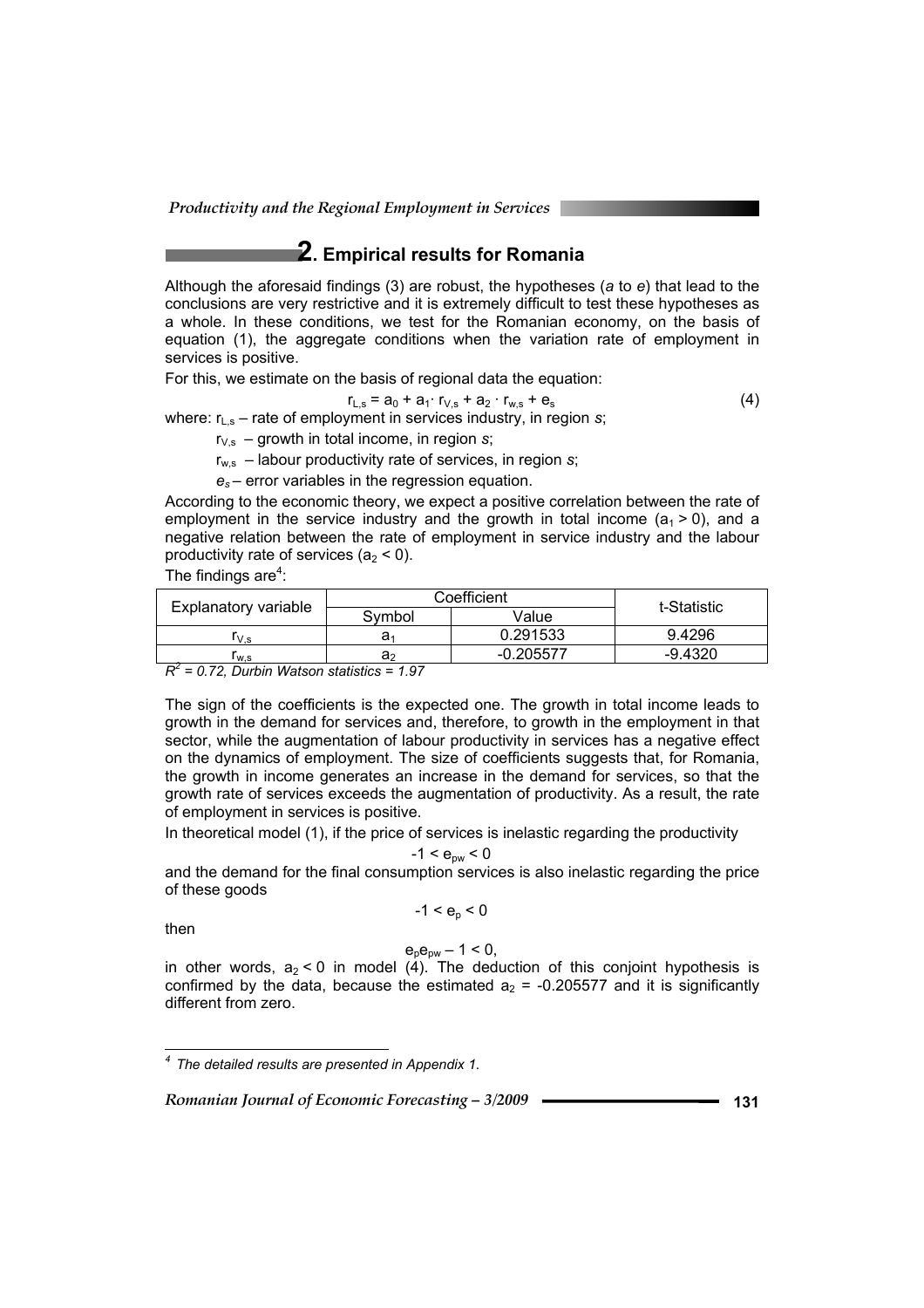## 2. Empirical results for Romania

Although the aforesaid findings (3) are robust, the hypotheses (*a* to *e*) that lead to the conclusions are very restrictive and it is extremely difficult to test these hypotheses as a whole. In these conditions, we test for the Romanian economy, on the basis of equation (1), the aggregate conditions when the variation rate of employment in services is positive.

For this, we estimate on the basis of regional data the equation:

$$r_{L,s} = a_0 + a_1 \cdot r_{V,s} + a_2 \cdot r_{w,s} + e_s \tag{4}$$

where: $r_{L,s}$ – rate of employment in services industry, in region *s*;

$r_{V,s}$ – growth in total income, in region *s*;

$r_{w,s}$ – labour productivity rate of services, in region *s*;

$e_s$ – error variables in the regression equation.

According to the economic theory, we expect a positive correlation between the rate of employment in the service industry and the growth in total income ($a_1 > 0$), and a negative relation between the rate of employment in service industry and the labour productivity rate of services ($a_2 < 0$).

The findings are[4]:

| Explanatory variable | Coefficient | | t-Statistic |
|---|---|---|---|
| | Symbol | Value | |
| $r_{V,s}$ | $a_1$ | 0.291533 | 9.4296 |
| $r_{w,s}$ | $a_2$ | -0.205577 | -9.4320 |

*$R^2$ = 0.72, Durbin Watson statistics = 1.97*

The sign of the coefficients is the expected one. The growth in total income leads to growth in the demand for services and, therefore, to growth in the employment in that sector, while the augmentation of labour productivity in services has a negative effect on the dynamics of employment. The size of coefficients suggests that, for Romania, the growth in income generates an increase in the demand for services, so that the growth rate of services exceeds the augmentation of productivity. As a result, the rate of employment in services is positive.

In theoretical model (1), if the price of services is inelastic regarding the productivity

$$-1 < e_{pw} < 0$$

and the demand for the final consumption services is also inelastic regarding the price of these goods

$$-1 < e_p < 0$$

then

$$e_p e_{pw} - 1 < 0,$$

in other words, $a_2 < 0$ in model (4). The deduction of this conjoint hypothesis is confirmed by the data, because the estimated $a_2$ = -0.205577 and it is significantly different from zero.

---

[4] *The detailed results are presented in Appendix 1.*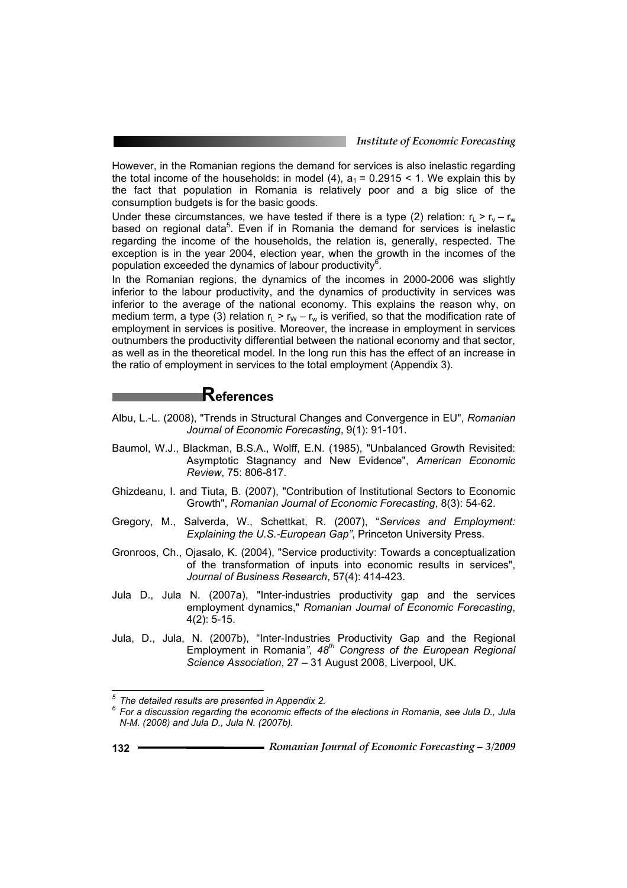However, in the Romanian regions the demand for services is also inelastic regarding the total income of the households: in model (4), $a_1 = 0.2915 < 1$. We explain this by the fact that population in Romania is relatively poor and a big slice of the consumption budgets is for the basic goods.

Under these circumstances, we have tested if there is a type (2) relation: $r_L > r_v - r_w$ based on regional data[5]. Even if in Romania the demand for services is inelastic regarding the income of the households, the relation is, generally, respected. The exception is in the year 2004, election year, when the growth in the incomes of the population exceeded the dynamics of labour productivity[6].

In the Romanian regions, the dynamics of the incomes in 2000-2006 was slightly inferior to the labour productivity, and the dynamics of productivity in services was inferior to the average of the national economy. This explains the reason why, on medium term, a type (3) relation $r_L > r_W - r_w$ is verified, so that the modification rate of employment in services is positive. Moreover, the increase in employment in services outnumbers the productivity differential between the national economy and that sector, as well as in the theoretical model. In the long run this has the effect of an increase in the ratio of employment in services to the total employment (Appendix 3).

## References

Albu, L.-L. (2008), "Trends in Structural Changes and Convergence in EU", *Romanian Journal of Economic Forecasting*, 9(1): 91-101.

Baumol, W.J., Blackman, B.S.A., Wolff, E.N. (1985), "Unbalanced Growth Revisited: Asymptotic Stagnancy and New Evidence", *American Economic Review*, 75: 806-817.

Ghizdeanu, I. and Tiuta, B. (2007), "Contribution of Institutional Sectors to Economic Growth", *Romanian Journal of Economic Forecasting*, 8(3): 54-62.

Gregory, M., Salverda, W., Schettkat, R. (2007), "*Services and Employment: Explaining the U.S.-European Gap*", Princeton University Press.

Gronroos, Ch., Ojasalo, K. (2004), "Service productivity: Towards a conceptualization of the transformation of inputs into economic results in services", *Journal of Business Research*, 57(4): 414-423.

Jula D., Jula N. (2007a), "Inter-industries productivity gap and the services employment dynamics," *Romanian Journal of Economic Forecasting*, 4(2): 5-15.

Jula, D., Jula, N. (2007b), "Inter-Industries Productivity Gap and the Regional Employment in Romania", *48th Congress of the European Regional Science Association*, 27 – 31 August 2008, Liverpool, UK.

---

[5] *The detailed results are presented in Appendix 2.*

[6] *For a discussion regarding the economic effects of the elections in Romania, see Jula D., Jula N-M. (2008) and Jula D., Jula N. (2007b).*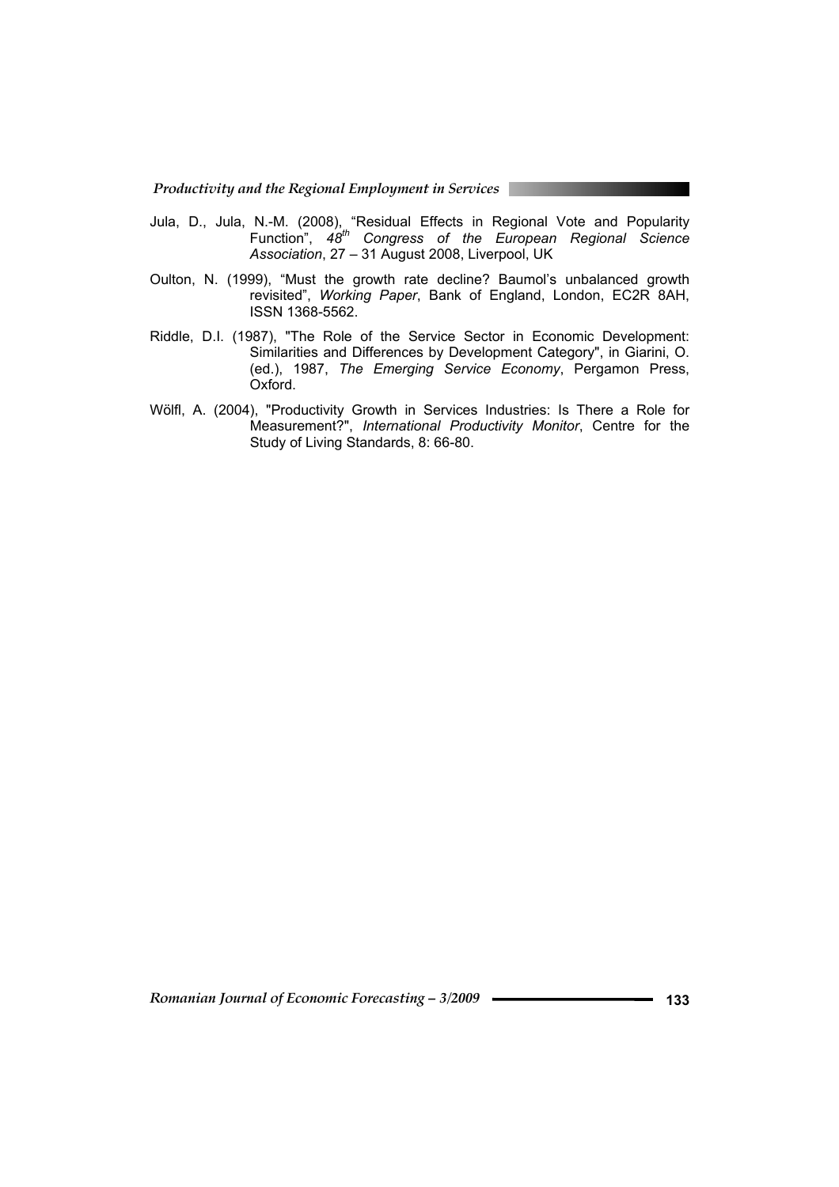Jula, D., Jula, N.-M. (2008), "Residual Effects in Regional Vote and Popularity Function", *48th Congress of the European Regional Science Association*, 27 – 31 August 2008, Liverpool, UK

Oulton, N. (1999), "Must the growth rate decline? Baumol's unbalanced growth revisited", *Working Paper*, Bank of England, London, EC2R 8AH, ISSN 1368-5562.

Riddle, D.I. (1987), "The Role of the Service Sector in Economic Development: Similarities and Differences by Development Category", in Giarini, O. (ed.), 1987, *The Emerging Service Economy*, Pergamon Press, Oxford.

Wölfl, A. (2004), "Productivity Growth in Services Industries: Is There a Role for Measurement?", *International Productivity Monitor*, Centre for the Study of Living Standards, 8: 66-80.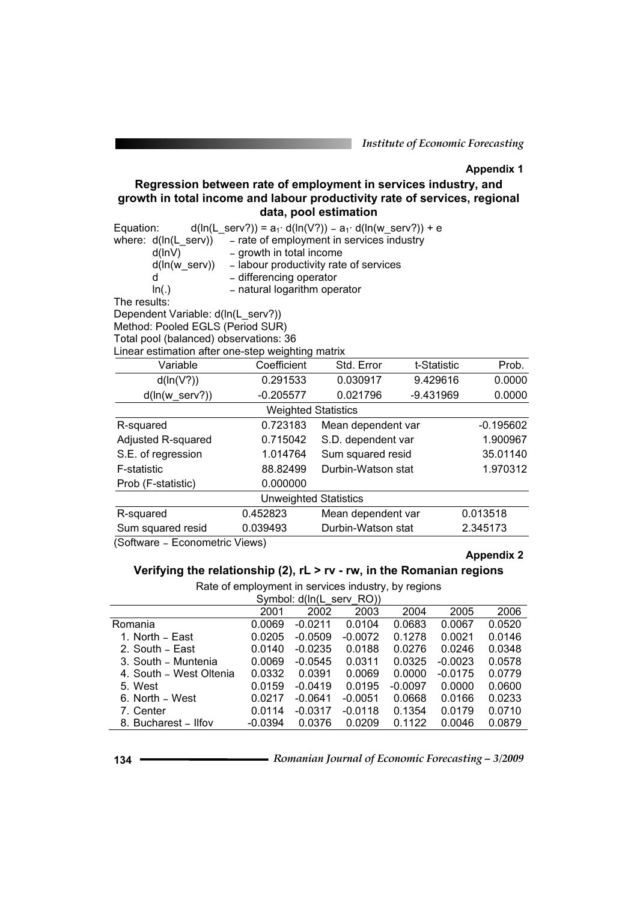**Appendix 1**

### Regression between rate of employment in services industry, and growth in total income and labour productivity rate of services, regional data, pool estimation

Equation: $d(\ln(L\_serv?)) = a_1 \cdot d(\ln(V?)) - a_1 \cdot d(\ln(w\_serv?)) + e$

where:
- d(ln(L_serv)) – rate of employment in services industry
- d(lnV) – growth in total income
- d(ln(w_serv)) – labour productivity rate of services
- d – differencing operator
- ln(.) – natural logarithm operator

The results:

Dependent Variable: d(ln(L_serv?))
Method: Pooled EGLS (Period SUR)
Total pool (balanced) observations: 36
Linear estimation after one-step weighting matrix

| Variable | Coefficient | Std. Error | t-Statistic | Prob. |
|---|---|---|---|---|
| d(ln(V?)) | 0.291533 | 0.030917 | 9.429616 | 0.0000 |
| d(ln(w_serv?)) | -0.205577 | 0.021796 | -9.431969 | 0.0000 |
| **Weighted Statistics** | | | | |
| R-squared | 0.723183 | Mean dependent var | | -0.195602 |
| Adjusted R-squared | 0.715042 | S.D. dependent var | | 1.900967 |
| S.E. of regression | 1.014764 | Sum squared resid | | 35.01140 |
| F-statistic | 88.82499 | Durbin-Watson stat | | 1.970312 |
| Prob (F-statistic) | 0.000000 | | | |
| **Unweighted Statistics** | | | | |
| R-squared | 0.452823 | Mean dependent var | | 0.013518 |
| Sum squared resid | 0.039493 | Durbin-Watson stat | | 2.345173 |

(Software – Econometric Views)

**Appendix 2**

### Verifying the relationship (2), rL > rv - rw, in the Romanian regions

Rate of employment in services industry, by regions

Symbol: d(ln(L_serv_RO))

| | 2001 | 2002 | 2003 | 2004 | 2005 | 2006 |
|---|---|---|---|---|---|---|
| Romania | 0.0069 | -0.0211 | 0.0104 | 0.0683 | 0.0067 | 0.0520 |
| 1. North – East | 0.0205 | -0.0509 | -0.0072 | 0.1278 | 0.0021 | 0.0146 |
| 2. South – East | 0.0140 | -0.0235 | 0.0188 | 0.0276 | 0.0246 | 0.0348 |
| 3. South – Muntenia | 0.0069 | -0.0545 | 0.0311 | 0.0325 | -0.0023 | 0.0578 |
| 4. South – West Oltenia | 0.0332 | 0.0391 | 0.0069 | 0.0000 | -0.0175 | 0.0779 |
| 5. West | 0.0159 | -0.0419 | 0.0195 | -0.0097 | 0.0000 | 0.0600 |
| 6. North – West | 0.0217 | -0.0641 | -0.0051 | 0.0668 | 0.0166 | 0.0233 |
| 7. Center | 0.0114 | -0.0317 | -0.0118 | 0.1354 | 0.0179 | 0.0710 |
| 8. Bucharest – Ilfov | -0.0394 | 0.0376 | 0.0209 | 0.1122 | 0.0046 | 0.0879 |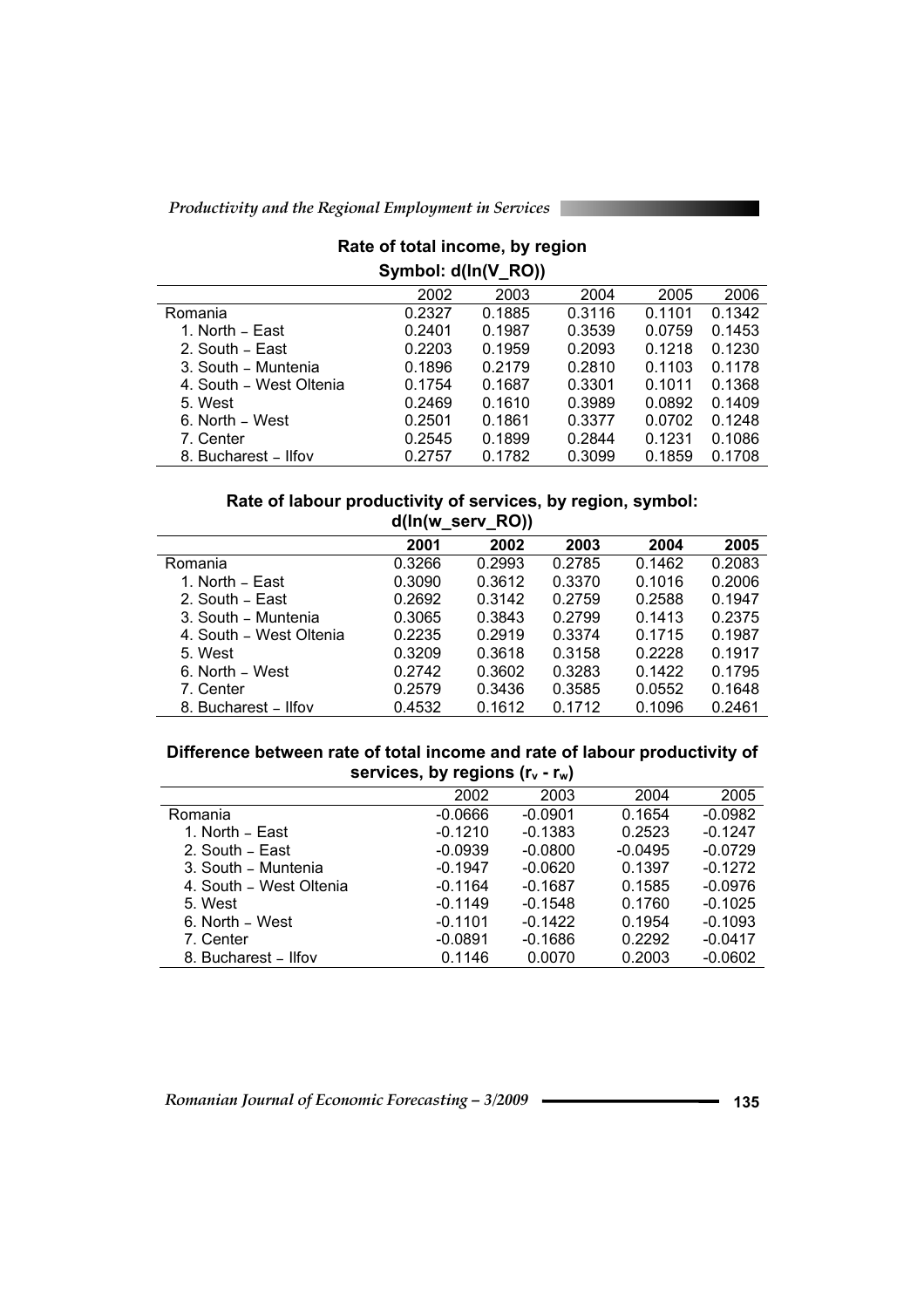**Rate of total income, by region**

**Symbol: d(ln(V_RO))**

| | 2002 | 2003 | 2004 | 2005 | 2006 |
|---|---|---|---|---|---|
| Romania | 0.2327 | 0.1885 | 0.3116 | 0.1101 | 0.1342 |
| 1. North – East | 0.2401 | 0.1987 | 0.3539 | 0.0759 | 0.1453 |
| 2. South – East | 0.2203 | 0.1959 | 0.2093 | 0.1218 | 0.1230 |
| 3. South – Muntenia | 0.1896 | 0.2179 | 0.2810 | 0.1103 | 0.1178 |
| 4. South – West Oltenia | 0.1754 | 0.1687 | 0.3301 | 0.1011 | 0.1368 |
| 5. West | 0.2469 | 0.1610 | 0.3989 | 0.0892 | 0.1409 |
| 6. North – West | 0.2501 | 0.1861 | 0.3377 | 0.0702 | 0.1248 |
| 7. Center | 0.2545 | 0.1899 | 0.2844 | 0.1231 | 0.1086 |
| 8. Bucharest – Ilfov | 0.2757 | 0.1782 | 0.3099 | 0.1859 | 0.1708 |

**Rate of labour productivity of services, by region, symbol: d(ln(w_serv_RO))**

| | **2001** | **2002** | **2003** | **2004** | **2005** |
|---|---|---|---|---|---|
| Romania | 0.3266 | 0.2993 | 0.2785 | 0.1462 | 0.2083 |
| 1. North – East | 0.3090 | 0.3612 | 0.3370 | 0.1016 | 0.2006 |
| 2. South – East | 0.2692 | 0.3142 | 0.2759 | 0.2588 | 0.1947 |
| 3. South – Muntenia | 0.3065 | 0.3843 | 0.2799 | 0.1413 | 0.2375 |
| 4. South – West Oltenia | 0.2235 | 0.2919 | 0.3374 | 0.1715 | 0.1987 |
| 5. West | 0.3209 | 0.3618 | 0.3158 | 0.2228 | 0.1917 |
| 6. North – West | 0.2742 | 0.3602 | 0.3283 | 0.1422 | 0.1795 |
| 7. Center | 0.2579 | 0.3436 | 0.3585 | 0.0552 | 0.1648 |
| 8. Bucharest – Ilfov | 0.4532 | 0.1612 | 0.1712 | 0.1096 | 0.2461 |

**Difference between rate of total income and rate of labour productivity of services, by regions ($r_v$ - $r_w$)**

| | 2002 | 2003 | 2004 | 2005 |
|---|---|---|---|---|
| Romania | -0.0666 | -0.0901 | 0.1654 | -0.0982 |
| 1. North – East | -0.1210 | -0.1383 | 0.2523 | -0.1247 |
| 2. South – East | -0.0939 | -0.0800 | -0.0495 | -0.0729 |
| 3. South – Muntenia | -0.1947 | -0.0620 | 0.1397 | -0.1272 |
| 4. South – West Oltenia | -0.1164 | -0.1687 | 0.1585 | -0.0976 |
| 5. West | -0.1149 | -0.1548 | 0.1760 | -0.1025 |
| 6. North – West | -0.1101 | -0.1422 | 0.1954 | -0.1093 |
| 7. Center | -0.0891 | -0.1686 | 0.2292 | -0.0417 |
| 8. Bucharest – Ilfov | 0.1146 | 0.0070 | 0.2003 | -0.0602 |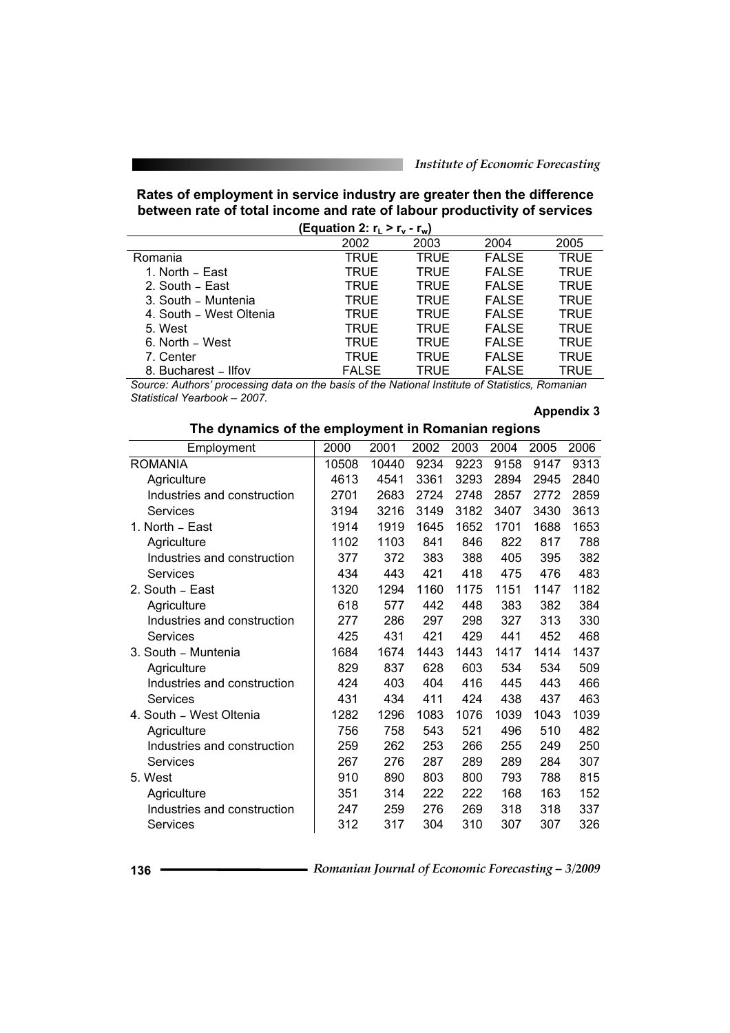**Rates of employment in service industry are greater then the difference between rate of total income and rate of labour productivity of services**

**(Equation 2: $r_L > r_v - r_w$)**

| | 2002 | 2003 | 2004 | 2005 |
|---|---|---|---|---|
| Romania | TRUE | TRUE | FALSE | TRUE |
| 1. North – East | TRUE | TRUE | FALSE | TRUE |
| 2. South – East | TRUE | TRUE | FALSE | TRUE |
| 3. South – Muntenia | TRUE | TRUE | FALSE | TRUE |
| 4. South – West Oltenia | TRUE | TRUE | FALSE | TRUE |
| 5. West | TRUE | TRUE | FALSE | TRUE |
| 6. North – West | TRUE | TRUE | FALSE | TRUE |
| 7. Center | TRUE | TRUE | FALSE | TRUE |
| 8. Bucharest – Ilfov | FALSE | TRUE | FALSE | TRUE |

*Source: Authors' processing data on the basis of the National Institute of Statistics, Romanian Statistical Yearbook – 2007.*

**Appendix 3**

**The dynamics of the employment in Romanian regions**

| Employment | 2000 | 2001 | 2002 | 2003 | 2004 | 2005 | 2006 |
|---|---|---|---|---|---|---|---|
| ROMANIA | 10508 | 10440 | 9234 | 9223 | 9158 | 9147 | 9313 |
| Agriculture | 4613 | 4541 | 3361 | 3293 | 2894 | 2945 | 2840 |
| Industries and construction | 2701 | 2683 | 2724 | 2748 | 2857 | 2772 | 2859 |
| Services | 3194 | 3216 | 3149 | 3182 | 3407 | 3430 | 3613 |
| 1. North – East | 1914 | 1919 | 1645 | 1652 | 1701 | 1688 | 1653 |
| Agriculture | 1102 | 1103 | 841 | 846 | 822 | 817 | 788 |
| Industries and construction | 377 | 372 | 383 | 388 | 405 | 395 | 382 |
| Services | 434 | 443 | 421 | 418 | 475 | 476 | 483 |
| 2. South – East | 1320 | 1294 | 1160 | 1175 | 1151 | 1147 | 1182 |
| Agriculture | 618 | 577 | 442 | 448 | 383 | 382 | 384 |
| Industries and construction | 277 | 286 | 297 | 298 | 327 | 313 | 330 |
| Services | 425 | 431 | 421 | 429 | 441 | 452 | 468 |
| 3. South – Muntenia | 1684 | 1674 | 1443 | 1443 | 1417 | 1414 | 1437 |
| Agriculture | 829 | 837 | 628 | 603 | 534 | 534 | 509 |
| Industries and construction | 424 | 403 | 404 | 416 | 445 | 443 | 466 |
| Services | 431 | 434 | 411 | 424 | 438 | 437 | 463 |
| 4. South – West Oltenia | 1282 | 1296 | 1083 | 1076 | 1039 | 1043 | 1039 |
| Agriculture | 756 | 758 | 543 | 521 | 496 | 510 | 482 |
| Industries and construction | 259 | 262 | 253 | 266 | 255 | 249 | 250 |
| Services | 267 | 276 | 287 | 289 | 289 | 284 | 307 |
| 5. West | 910 | 890 | 803 | 800 | 793 | 788 | 815 |
| Agriculture | 351 | 314 | 222 | 222 | 168 | 163 | 152 |
| Industries and construction | 247 | 259 | 276 | 269 | 318 | 318 | 337 |
| Services | 312 | 317 | 304 | 310 | 307 | 307 | 326 |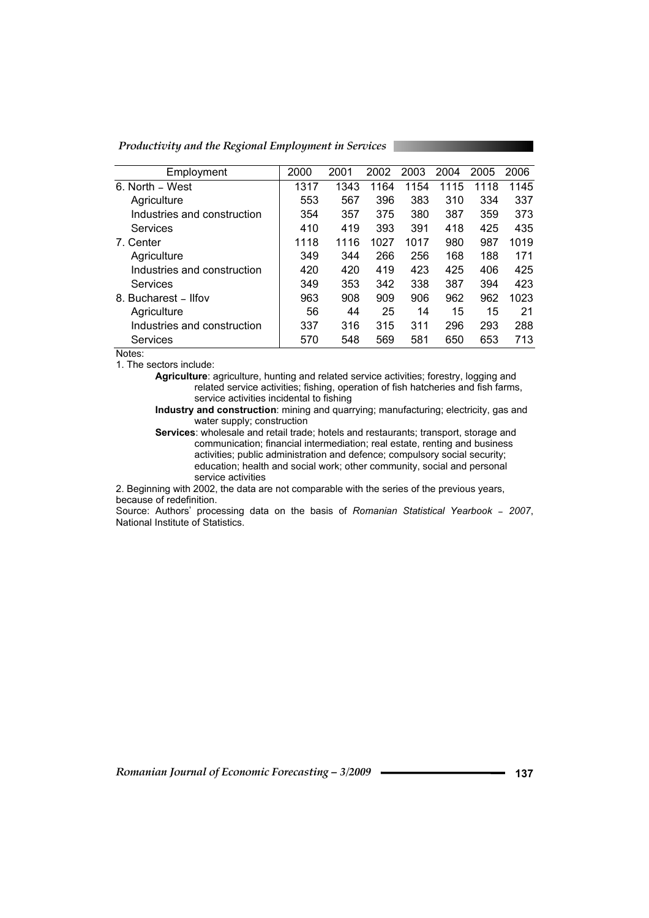| Employment | 2000 | 2001 | 2002 | 2003 | 2004 | 2005 | 2006 |
|---|---|---|---|---|---|---|---|
| 6. North – West | 1317 | 1343 | 1164 | 1154 | 1115 | 1118 | 1145 |
| Agriculture | 553 | 567 | 396 | 383 | 310 | 334 | 337 |
| Industries and construction | 354 | 357 | 375 | 380 | 387 | 359 | 373 |
| Services | 410 | 419 | 393 | 391 | 418 | 425 | 435 |
| 7. Center | 1118 | 1116 | 1027 | 1017 | 980 | 987 | 1019 |
| Agriculture | 349 | 344 | 266 | 256 | 168 | 188 | 171 |
| Industries and construction | 420 | 420 | 419 | 423 | 425 | 406 | 425 |
| Services | 349 | 353 | 342 | 338 | 387 | 394 | 423 |
| 8. Bucharest – Ilfov | 963 | 908 | 909 | 906 | 962 | 962 | 1023 |
| Agriculture | 56 | 44 | 25 | 14 | 15 | 15 | 21 |
| Industries and construction | 337 | 316 | 315 | 311 | 296 | 293 | 288 |
| Services | 570 | 548 | 569 | 581 | 650 | 653 | 713 |

Notes:

1. The sectors include:

   **Agriculture**: agriculture, hunting and related service activities; forestry, logging and related service activities; fishing, operation of fish hatcheries and fish farms, service activities incidental to fishing

   **Industry and construction**: mining and quarrying; manufacturing; electricity, gas and water supply; construction

   **Services**: wholesale and retail trade; hotels and restaurants; transport, storage and communication; financial intermediation; real estate, renting and business activities; public administration and defence; compulsory social security; education; health and social work; other community, social and personal service activities

2. Beginning with 2002, the data are not comparable with the series of the previous years, because of redefinition.

Source: Authors' processing data on the basis of *Romanian Statistical Yearbook – 2007*, National Institute of Statistics.